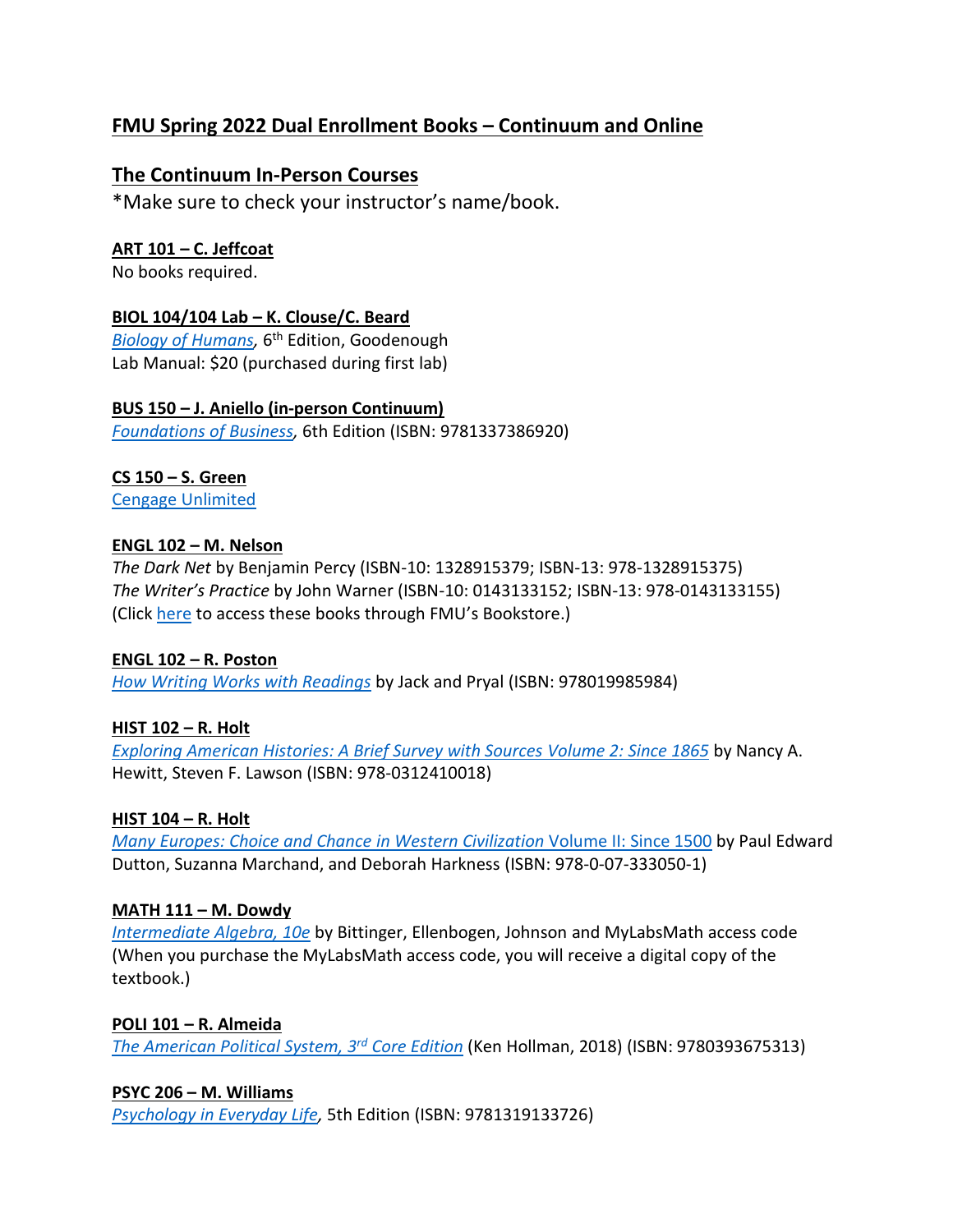# FMU Spring 2022 Dual Enrollment Books – Continuum and Online

## The Continuum In-Person Courses

*Make sure to check your instructor's name/book.

**ART 101 – C. Jeffcoat**
No books required.

**BIOL 104/104 Lab – K. Clouse/C. Beard**
*Biology of Humans*, 6th Edition, Goodenough
Lab Manual: $20 (purchased during first lab)

**BUS 150 – J. Aniello (in-person Continuum)**
*Foundations of Business*, 6th Edition (ISBN: 9781337386920)

**CS 150 – S. Green**
Cengage Unlimited

**ENGL 102 – M. Nelson**
*The Dark Net* by Benjamin Percy (ISBN-10: 1328915379; ISBN-13: 978-1328915375)
*The Writer's Practice* by John Warner (ISBN-10: 0143133152; ISBN-13: 978-0143133155)
(Click here to access these books through FMU's Bookstore.)

**ENGL 102 – R. Poston**
*How Writing Works with Readings* by Jack and Pryal (ISBN: 978019985984)

**HIST 102 – R. Holt**
*Exploring American Histories: A Brief Survey with Sources Volume 2: Since 1865* by Nancy A. Hewitt, Steven F. Lawson (ISBN: 978-0312410018)

**HIST 104 – R. Holt**
*Many Europes: Choice and Chance in Western Civilization* Volume II: Since 1500 by Paul Edward Dutton, Suzanna Marchand, and Deborah Harkness (ISBN: 978-0-07-333050-1)

**MATH 111 – M. Dowdy**
*Intermediate Algebra, 10e* by Bittinger, Ellenbogen, Johnson and MyLabsMath access code (When you purchase the MyLabsMath access code, you will receive a digital copy of the textbook.)

**POLI 101 – R. Almeida**
*The American Political System, 3rd Core Edition* (Ken Hollman, 2018) (ISBN: 9780393675313)

**PSYC 206 – M. Williams**
*Psychology in Everyday Life*, 5th Edition (ISBN: 9781319133726)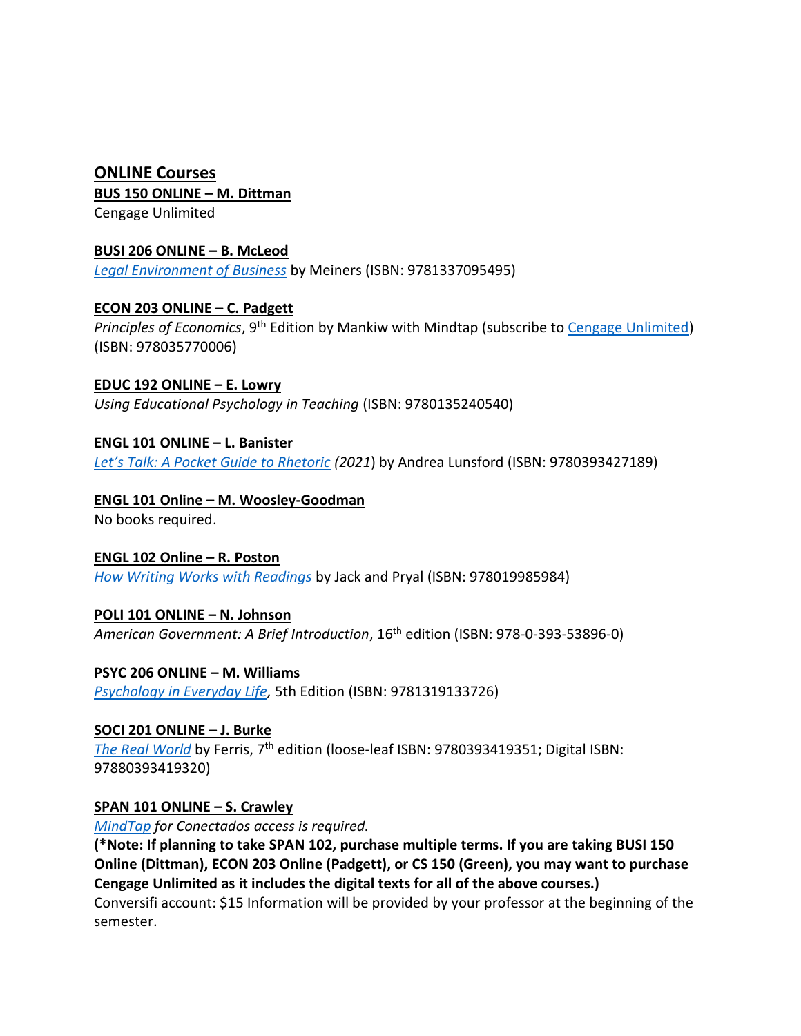## ONLINE Courses

**BUS 150 ONLINE – M. Dittman**

Cengage Unlimited

**BUSI 206 ONLINE – B. McLeod**

*Legal Environment of Business* by Meiners (ISBN: 9781337095495)

**ECON 203 ONLINE – C. Padgett**

*Principles of Economics*, 9th Edition by Mankiw with Mindtap (subscribe to Cengage Unlimited) (ISBN: 978035770006)

**EDUC 192 ONLINE – E. Lowry**

*Using Educational Psychology in Teaching* (ISBN: 9780135240540)

**ENGL 101 ONLINE – L. Banister**

*Let's Talk: A Pocket Guide to Rhetoric (2021)* by Andrea Lunsford (ISBN: 9780393427189)

**ENGL 101 Online – M. Woosley-Goodman**

No books required.

**ENGL 102 Online – R. Poston**

*How Writing Works with Readings* by Jack and Pryal (ISBN: 978019985984)

**POLI 101 ONLINE – N. Johnson**

*American Government: A Brief Introduction*, 16th edition (ISBN: 978-0-393-53896-0)

**PSYC 206 ONLINE – M. Williams**

*Psychology in Everyday Life*, 5th Edition (ISBN: 9781319133726)

**SOCI 201 ONLINE – J. Burke**

*The Real World* by Ferris, 7th edition (loose-leaf ISBN: 9780393419351; Digital ISBN: 97880393419320)

**SPAN 101 ONLINE – S. Crawley**

*MindTap for Conectados access is required.*

**(*Note: If planning to take SPAN 102, purchase multiple terms. If you are taking BUSI 150 Online (Dittman), ECON 203 Online (Padgett), or CS 150 (Green), you may want to purchase Cengage Unlimited as it includes the digital texts for all of the above courses.)**

Conversifi account: $15 Information will be provided by your professor at the beginning of the semester.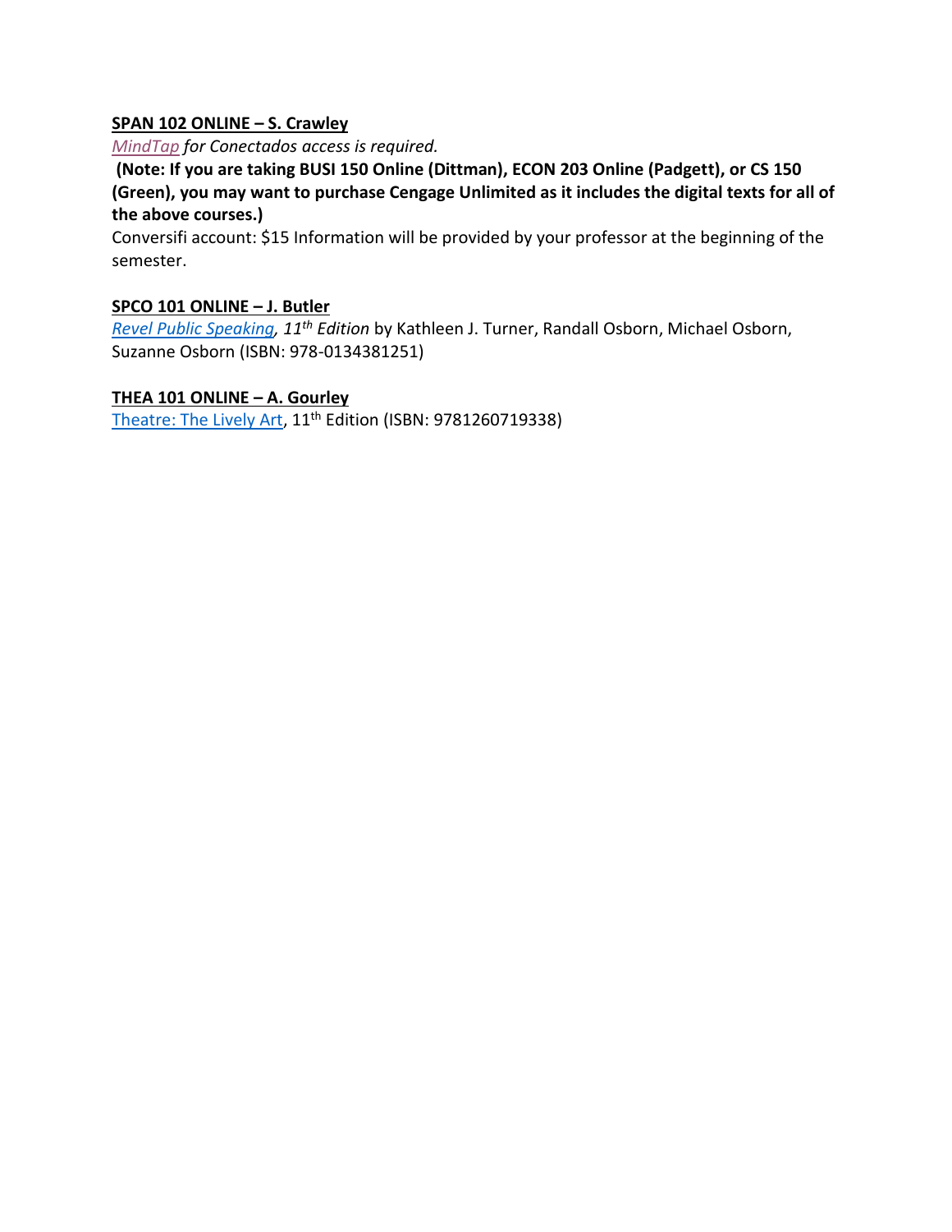**SPAN 102 ONLINE – S. Crawley**

*MindTap for Conectados access is required.*

**(Note: If you are taking BUSI 150 Online (Dittman), ECON 203 Online (Padgett), or CS 150 (Green), you may want to purchase Cengage Unlimited as it includes the digital texts for all of the above courses.)**

Conversifi account: $15 Information will be provided by your professor at the beginning of the semester.

**SPCO 101 ONLINE – J. Butler**

*Revel Public Speaking, 11th Edition* by Kathleen J. Turner, Randall Osborn, Michael Osborn, Suzanne Osborn (ISBN: 978-0134381251)

**THEA 101 ONLINE – A. Gourley**

Theatre: The Lively Art, 11th Edition (ISBN: 9781260719338)